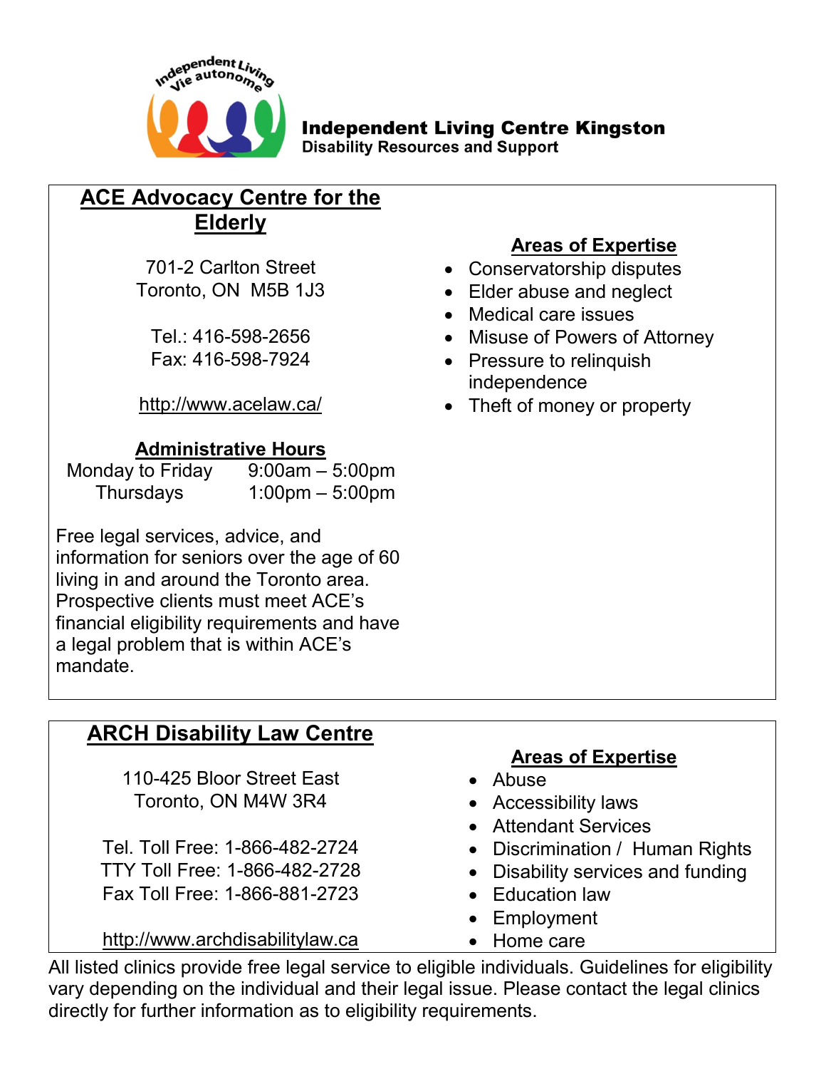**Independent Living Centre Kingston**
**Disability Resources and Support**

## ACE Advocacy Centre for the Elderly

701-2 Carlton Street
Toronto, ON  M5B 1J3

Tel.: 416-598-2656
Fax: 416-598-7924

http://www.acelaw.ca/

**Administrative Hours**

Monday to Friday 9:00am – 5:00pm
Thursdays 1:00pm – 5:00pm

Free legal services, advice, and information for seniors over the age of 60 living in and around the Toronto area. Prospective clients must meet ACE's financial eligibility requirements and have a legal problem that is within ACE's mandate.

**Areas of Expertise**

- Conservatorship disputes
- Elder abuse and neglect
- Medical care issues
- Misuse of Powers of Attorney
- Pressure to relinquish independence
- Theft of money or property

## ARCH Disability Law Centre

110-425 Bloor Street East
Toronto, ON M4W 3R4

Tel. Toll Free: 1-866-482-2724
TTY Toll Free: 1-866-482-2728
Fax Toll Free: 1-866-881-2723

http://www.archdisabilitylaw.ca

**Areas of Expertise**

- Abuse
- Accessibility laws
- Attendant Services
- Discrimination / Human Rights
- Disability services and funding
- Education law
- Employment
- Home care

All listed clinics provide free legal service to eligible individuals. Guidelines for eligibility vary depending on the individual and their legal issue. Please contact the legal clinics directly for further information as to eligibility requirements.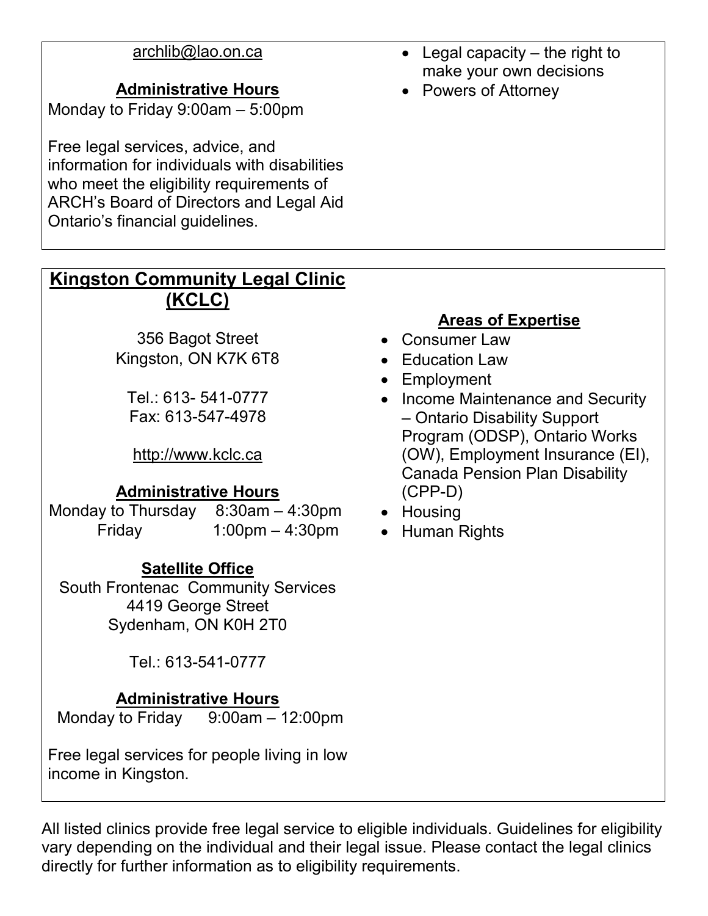archlib@lao.on.ca

**Administrative Hours**
Monday to Friday 9:00am – 5:00pm

Free legal services, advice, and information for individuals with disabilities who meet the eligibility requirements of ARCH's Board of Directors and Legal Aid Ontario's financial guidelines.

- Legal capacity – the right to make your own decisions
- Powers of Attorney

## Kingston Community Legal Clinic (KCLC)

356 Bagot Street
Kingston, ON K7K 6T8

Tel.: 613- 541-0777
Fax: 613-547-4978

http://www.kclc.ca

**Administrative Hours**
Monday to Thursday 8:30am – 4:30pm
Friday 1:00pm – 4:30pm

**Satellite Office**
South Frontenac Community Services
4419 George Street
Sydenham, ON K0H 2T0

Tel.: 613-541-0777

**Administrative Hours**
Monday to Friday 9:00am – 12:00pm

Free legal services for people living in low income in Kingston.

**Areas of Expertise**

- Consumer Law
- Education Law
- Employment
- Income Maintenance and Security – Ontario Disability Support Program (ODSP), Ontario Works (OW), Employment Insurance (EI), Canada Pension Plan Disability (CPP-D)
- Housing
- Human Rights

All listed clinics provide free legal service to eligible individuals. Guidelines for eligibility vary depending on the individual and their legal issue. Please contact the legal clinics directly for further information as to eligibility requirements.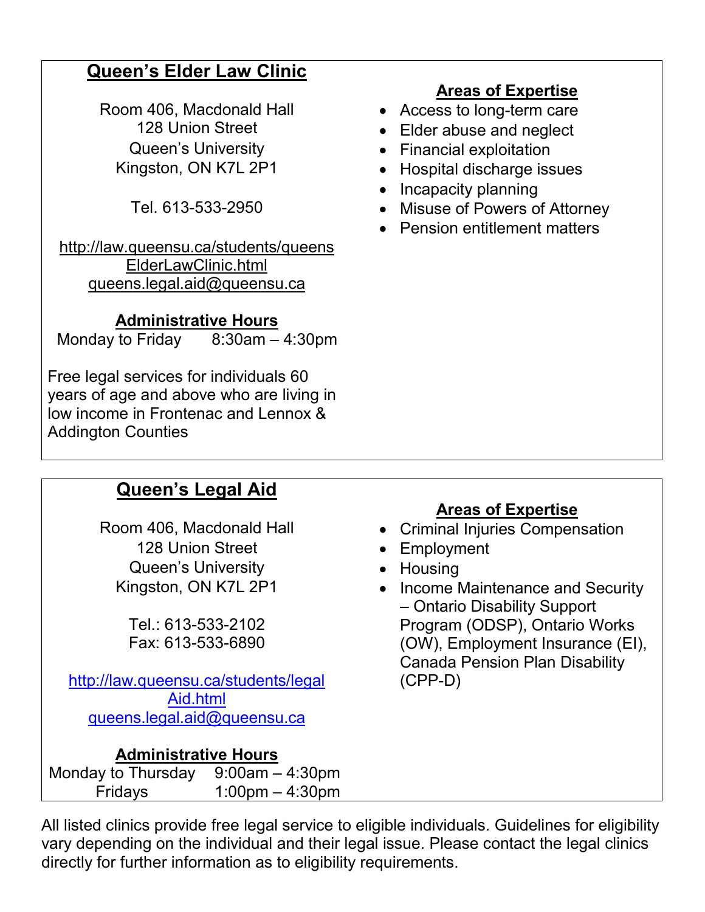## Queen's Elder Law Clinic

Room 406, Macdonald Hall
128 Union Street
Queen's University
Kingston, ON K7L 2P1

Tel. 613-533-2950

http://law.queensu.ca/students/queensElderLawClinic.html
queens.legal.aid@queensu.ca

**Administrative Hours**

Monday to Friday 8:30am – 4:30pm

Free legal services for individuals 60 years of age and above who are living in low income in Frontenac and Lennox & Addington Counties

**Areas of Expertise**

- Access to long-term care
- Elder abuse and neglect
- Financial exploitation
- Hospital discharge issues
- Incapacity planning
- Misuse of Powers of Attorney
- Pension entitlement matters

## Queen's Legal Aid

Room 406, Macdonald Hall
128 Union Street
Queen's University
Kingston, ON K7L 2P1

Tel.: 613-533-2102
Fax: 613-533-6890

http://law.queensu.ca/students/legalAid.html
queens.legal.aid@queensu.ca

**Administrative Hours**

Monday to Thursday 9:00am – 4:30pm
Fridays 1:00pm – 4:30pm

**Areas of Expertise**

- Criminal Injuries Compensation
- Employment
- Housing
- Income Maintenance and Security – Ontario Disability Support Program (ODSP), Ontario Works (OW), Employment Insurance (EI), Canada Pension Plan Disability (CPP-D)

All listed clinics provide free legal service to eligible individuals. Guidelines for eligibility vary depending on the individual and their legal issue. Please contact the legal clinics directly for further information as to eligibility requirements.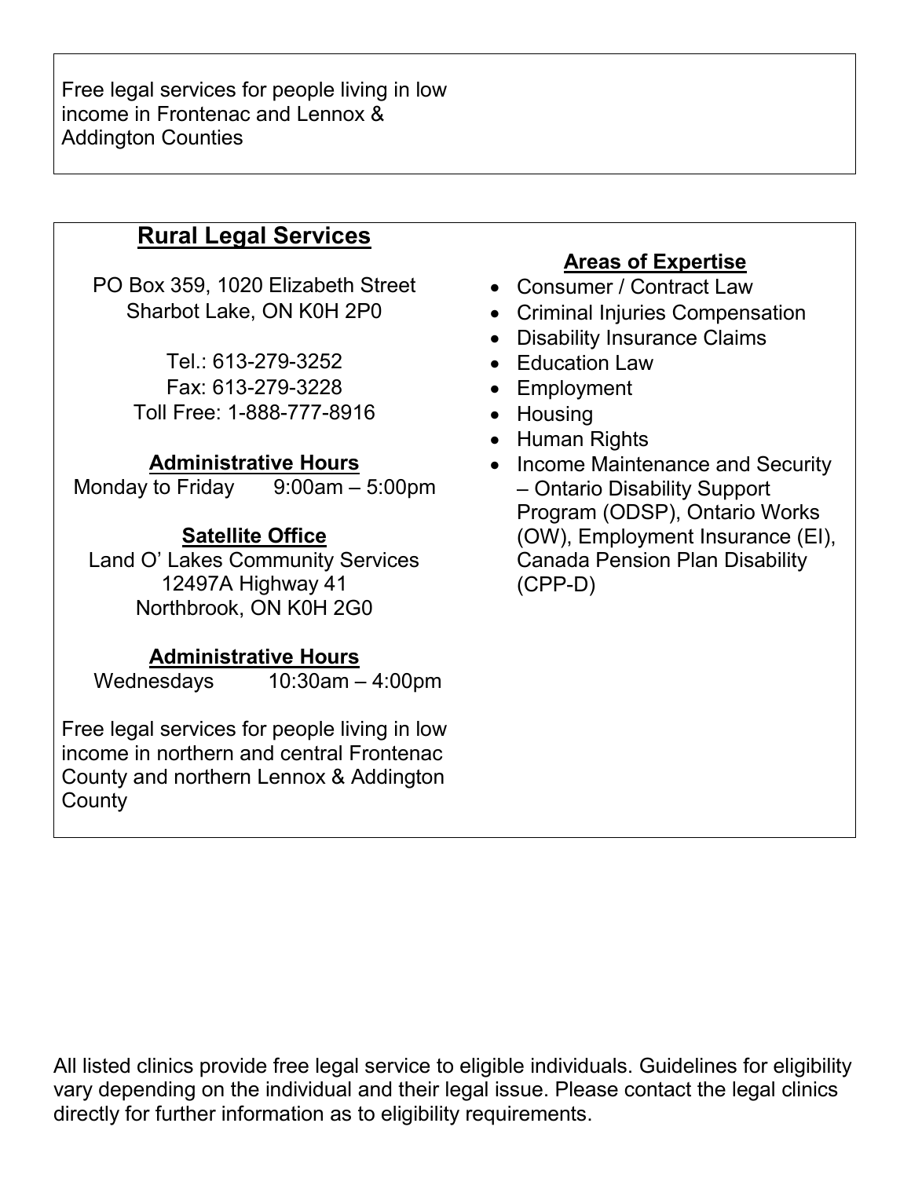Free legal services for people living in low income in Frontenac and Lennox & Addington Counties

## Rural Legal Services

PO Box 359, 1020 Elizabeth Street
Sharbot Lake, ON K0H 2P0

Tel.: 613-279-3252
Fax: 613-279-3228
Toll Free: 1-888-777-8916

**Administrative Hours**
Monday to Friday 9:00am – 5:00pm

**Satellite Office**
Land O' Lakes Community Services
12497A Highway 41
Northbrook, ON K0H 2G0

**Administrative Hours**
Wednesdays 10:30am – 4:00pm

Free legal services for people living in low income in northern and central Frontenac County and northern Lennox & Addington County

**Areas of Expertise**

- Consumer / Contract Law
- Criminal Injuries Compensation
- Disability Insurance Claims
- Education Law
- Employment
- Housing
- Human Rights
- Income Maintenance and Security – Ontario Disability Support Program (ODSP), Ontario Works (OW), Employment Insurance (EI), Canada Pension Plan Disability (CPP-D)

All listed clinics provide free legal service to eligible individuals. Guidelines for eligibility vary depending on the individual and their legal issue. Please contact the legal clinics directly for further information as to eligibility requirements.